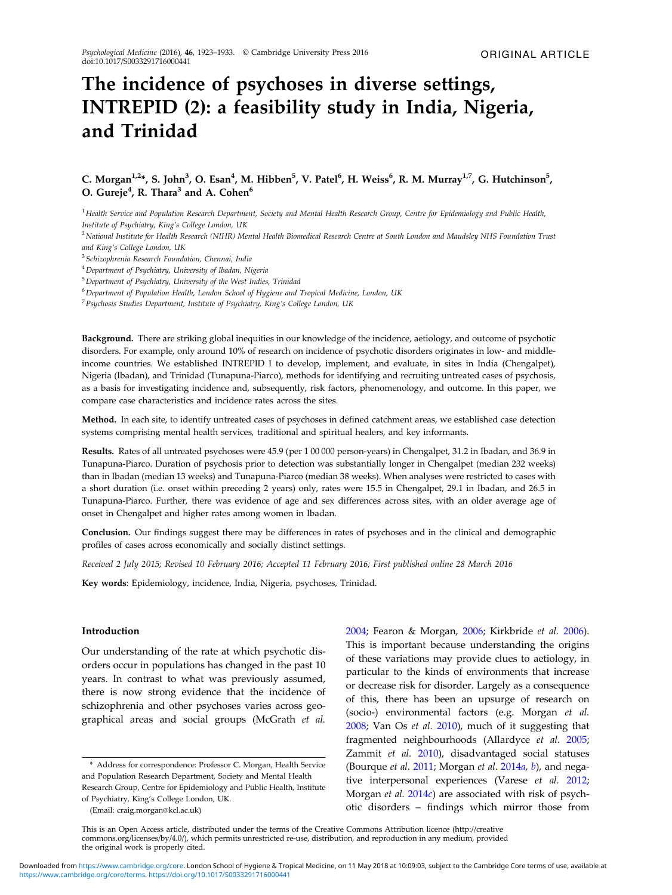ORIGINAL ARTICLE

# The incidence of psychoses in diverse settings, INTREPID (2): a feasibility study in India, Nigeria, and Trinidad

C. Morgan[1,2]*, S. John[3], O. Esan[4], M. Hibben[5], V. Patel[6], H. Weiss[6], R. M. Murray[1,7], G. Hutchinson[5], O. Gureje[4], R. Thara[3] and A. Cohen[6]

[1] *Health Service and Population Research Department, Society and Mental Health Research Group, Centre for Epidemiology and Public Health, Institute of Psychiatry, King's College London, UK*

[2] *National Institute for Health Research (NIHR) Mental Health Biomedical Research Centre at South London and Maudsley NHS Foundation Trust and King's College London, UK*

[3] *Schizophrenia Research Foundation, Chennai, India*

[4] *Department of Psychiatry, University of Ibadan, Nigeria*

[5] *Department of Psychiatry, University of the West Indies, Trinidad*

[6] *Department of Population Health, London School of Hygiene and Tropical Medicine, London, UK*

[7] *Psychosis Studies Department, Institute of Psychiatry, King's College London, UK*

**Background.** There are striking global inequities in our knowledge of the incidence, aetiology, and outcome of psychotic disorders. For example, only around 10% of research on incidence of psychotic disorders originates in low- and middle-income countries. We established INTREPID I to develop, implement, and evaluate, in sites in India (Chengalpet), Nigeria (Ibadan), and Trinidad (Tunapuna-Piarco), methods for identifying and recruiting untreated cases of psychosis, as a basis for investigating incidence and, subsequently, risk factors, phenomenology, and outcome. In this paper, we compare case characteristics and incidence rates across the sites.

**Method.** In each site, to identify untreated cases of psychoses in defined catchment areas, we established case detection systems comprising mental health services, traditional and spiritual healers, and key informants.

**Results.** Rates of all untreated psychoses were 45.9 (per 1 00 000 person-years) in Chengalpet, 31.2 in Ibadan, and 36.9 in Tunapuna-Piarco. Duration of psychosis prior to detection was substantially longer in Chengalpet (median 232 weeks) than in Ibadan (median 13 weeks) and Tunapuna-Piarco (median 38 weeks). When analyses were restricted to cases with a short duration (i.e. onset within preceding 2 years) only, rates were 15.5 in Chengalpet, 29.1 in Ibadan, and 26.5 in Tunapuna-Piarco. Further, there was evidence of age and sex differences across sites, with an older average age of onset in Chengalpet and higher rates among women in Ibadan.

**Conclusion.** Our findings suggest there may be differences in rates of psychoses and in the clinical and demographic profiles of cases across economically and socially distinct settings.

*Received 2 July 2015; Revised 10 February 2016; Accepted 11 February 2016; First published online 28 March 2016*

**Key words**: Epidemiology, incidence, India, Nigeria, psychoses, Trinidad.

## Introduction

Our understanding of the rate at which psychotic disorders occur in populations has changed in the past 10 years. In contrast to what was previously assumed, there is now strong evidence that the incidence of schizophrenia and other psychoses varies across geographical areas and social groups (McGrath *et al.* 2004; Fearon & Morgan, 2006; Kirkbride *et al.* 2006). This is important because understanding the origins of these variations may provide clues to aetiology, in particular to the kinds of environments that increase or decrease risk for disorder. Largely as a consequence of this, there has been an upsurge of research on (socio-) environmental factors (e.g. Morgan *et al.* 2008; Van Os *et al.* 2010), much of it suggesting that fragmented neighbourhoods (Allardyce *et al.* 2005; Zammit *et al.* 2010), disadvantaged social statuses (Bourque *et al.* 2011; Morgan *et al.* 2014*a*, *b*), and negative interpersonal experiences (Varese *et al.* 2012; Morgan *et al.* 2014*c*) are associated with risk of psychotic disorders – findings which mirror those from

\* Address for correspondence: Professor C. Morgan, Health Service and Population Research Department, Society and Mental Health Research Group, Centre for Epidemiology and Public Health, Institute of Psychiatry, King's College London, UK.

(Email: craig.morgan@kcl.ac.uk)

This is an Open Access article, distributed under the terms of the Creative Commons Attribution licence (http://creativecommons.org/licenses/by/4.0/), which permits unrestricted re-use, distribution, and reproduction in any medium, provided the original work is properly cited.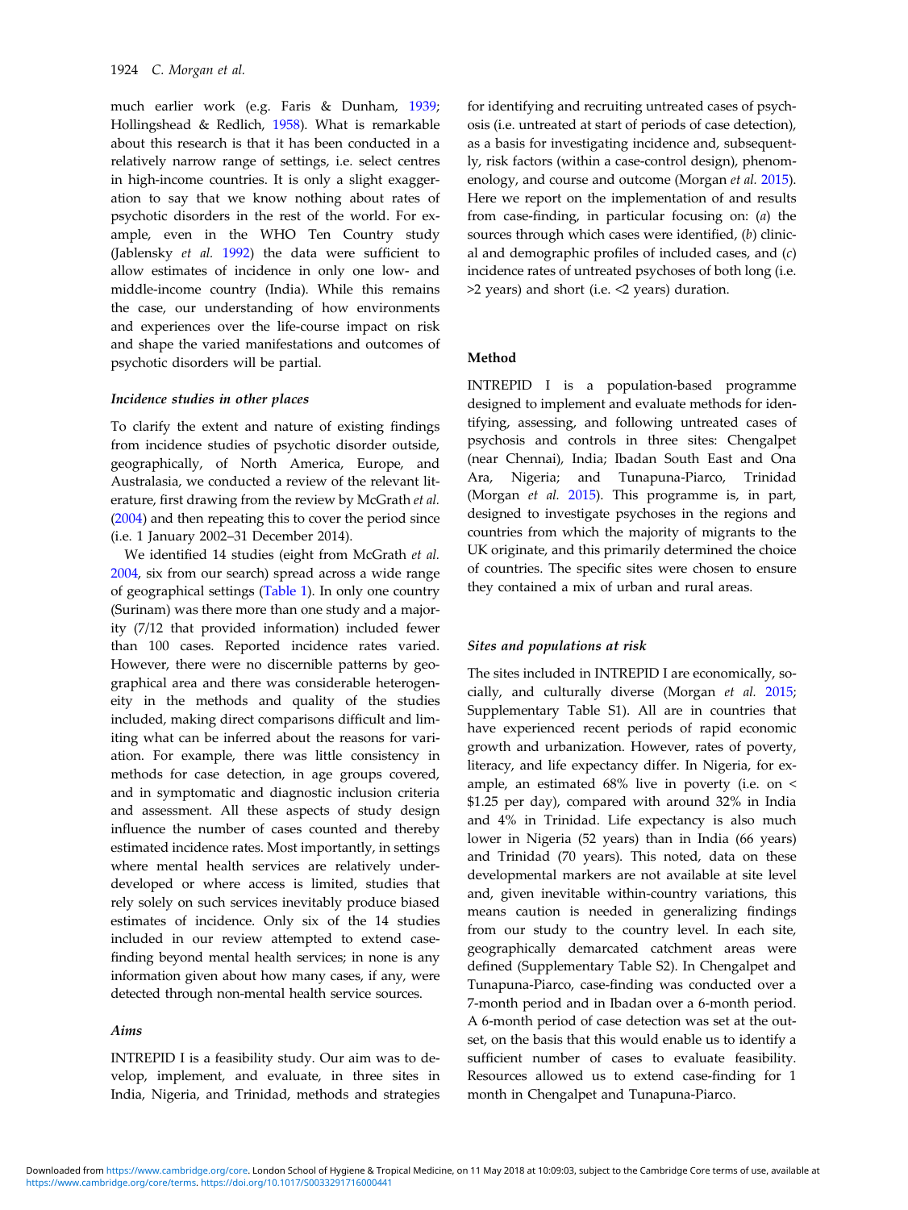much earlier work (e.g. Faris & Dunham, 1939; Hollingshead & Redlich, 1958). What is remarkable about this research is that it has been conducted in a relatively narrow range of settings, i.e. select centres in high-income countries. It is only a slight exaggeration to say that we know nothing about rates of psychotic disorders in the rest of the world. For example, even in the WHO Ten Country study (Jablensky *et al.* 1992) the data were sufficient to allow estimates of incidence in only one low- and middle-income country (India). While this remains the case, our understanding of how environments and experiences over the life-course impact on risk and shape the varied manifestations and outcomes of psychotic disorders will be partial.

### *Incidence studies in other places*

To clarify the extent and nature of existing findings from incidence studies of psychotic disorder outside, geographically, of North America, Europe, and Australasia, we conducted a review of the relevant literature, first drawing from the review by McGrath *et al.* (2004) and then repeating this to cover the period since (i.e. 1 January 2002–31 December 2014).

We identified 14 studies (eight from McGrath *et al.* 2004, six from our search) spread across a wide range of geographical settings (Table 1). In only one country (Surinam) was there more than one study and a majority (7/12 that provided information) included fewer than 100 cases. Reported incidence rates varied. However, there were no discernible patterns by geographical area and there was considerable heterogeneity in the methods and quality of the studies included, making direct comparisons difficult and limiting what can be inferred about the reasons for variation. For example, there was little consistency in methods for case detection, in age groups covered, and in symptomatic and diagnostic inclusion criteria and assessment. All these aspects of study design influence the number of cases counted and thereby estimated incidence rates. Most importantly, in settings where mental health services are relatively underdeveloped or where access is limited, studies that rely solely on such services inevitably produce biased estimates of incidence. Only six of the 14 studies included in our review attempted to extend case-finding beyond mental health services; in none is any information given about how many cases, if any, were detected through non-mental health service sources.

### *Aims*

INTREPID I is a feasibility study. Our aim was to develop, implement, and evaluate, in three sites in India, Nigeria, and Trinidad, methods and strategies for identifying and recruiting untreated cases of psychosis (i.e. untreated at start of periods of case detection), as a basis for investigating incidence and, subsequently, risk factors (within a case-control design), phenomenology, and course and outcome (Morgan *et al.* 2015). Here we report on the implementation of and results from case-finding, in particular focusing on: (*a*) the sources through which cases were identified, (*b*) clinical and demographic profiles of included cases, and (*c*) incidence rates of untreated psychoses of both long (i.e. >2 years) and short (i.e. <2 years) duration.

## Method

INTREPID I is a population-based programme designed to implement and evaluate methods for identifying, assessing, and following untreated cases of psychosis and controls in three sites: Chengalpet (near Chennai), India; Ibadan South East and Ona Ara, Nigeria; and Tunapuna-Piarco, Trinidad (Morgan *et al.* 2015). This programme is, in part, designed to investigate psychoses in the regions and countries from which the majority of migrants to the UK originate, and this primarily determined the choice of countries. The specific sites were chosen to ensure they contained a mix of urban and rural areas.

### *Sites and populations at risk*

The sites included in INTREPID I are economically, socially, and culturally diverse (Morgan *et al.* 2015; Supplementary Table S1). All are in countries that have experienced recent periods of rapid economic growth and urbanization. However, rates of poverty, literacy, and life expectancy differ. In Nigeria, for example, an estimated 68% live in poverty (i.e. on < \$1.25 per day), compared with around 32% in India and 4% in Trinidad. Life expectancy is also much lower in Nigeria (52 years) than in India (66 years) and Trinidad (70 years). This noted, data on these developmental markers are not available at site level and, given inevitable within-country variations, this means caution is needed in generalizing findings from our study to the country level. In each site, geographically demarcated catchment areas were defined (Supplementary Table S2). In Chengalpet and Tunapuna-Piarco, case-finding was conducted over a 7-month period and in Ibadan over a 6-month period. A 6-month period of case detection was set at the outset, on the basis that this would enable us to identify a sufficient number of cases to evaluate feasibility. Resources allowed us to extend case-finding for 1 month in Chengalpet and Tunapuna-Piarco.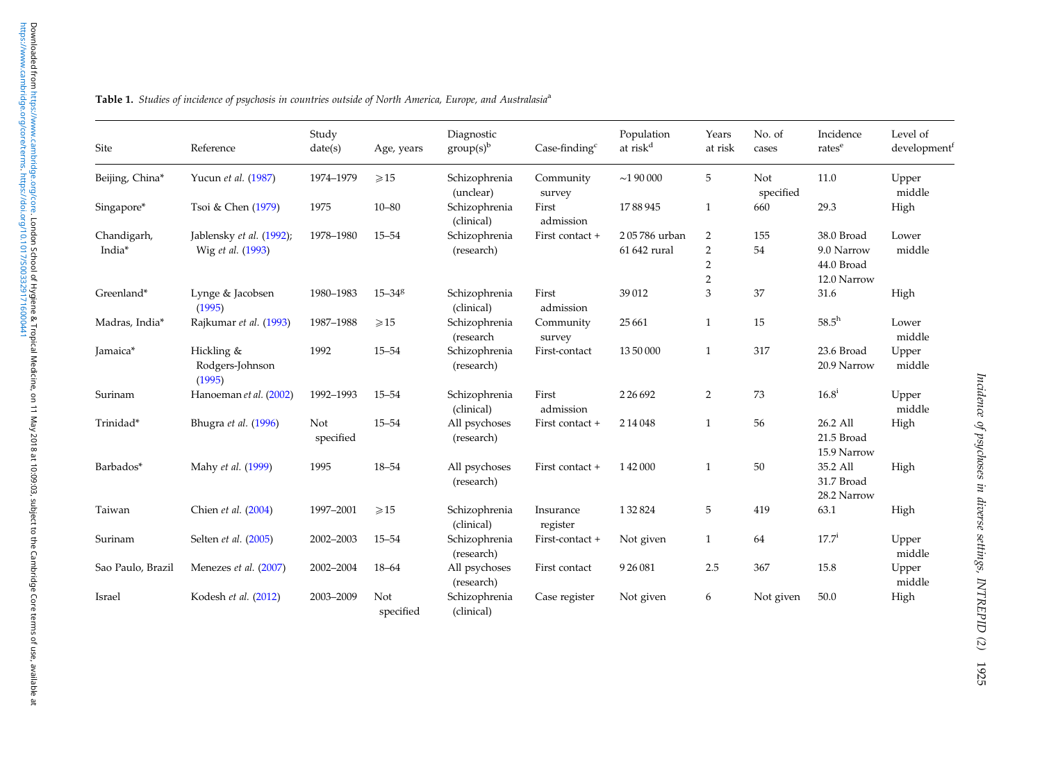**Table 1.** *Studies of incidence of psychosis in countries outside of North America, Europe, and Australasia*[a]

| Site | Reference | Study date(s) | Age, years | Diagnostic group(s)[b] | Case-finding[c] | Population at risk[d] | Years at risk | No. of cases | Incidence rates[e] | Level of development[f] |
|---|---|---|---|---|---|---|---|---|---|---|
| Beijing, China* | Yucun *et al.* (1987) | 1974–1979 | ⩾15 | Schizophrenia (unclear) | Community survey | ~1 90 000 | 5 | Not specified | 11.0 | Upper middle |
| Singapore* | Tsoi & Chen (1979) | 1975 | 10–80 | Schizophrenia (clinical) | First admission | 17 88 945 | 1 | 660 | 29.3 | High |
| Chandigarh, India* | Jablensky *et al.* (1992); Wig *et al.* (1993) | 1978–1980 | 15–54 | Schizophrenia (research) | First contact + | 2 05 786 urban<br>61 642 rural | 2<br>2<br>2<br>2 | 155<br>54 | 38.0 Broad<br>9.0 Narrow<br>44.0 Broad<br>12.0 Narrow | Lower middle |
| Greenland* | Lynge & Jacobsen (1995) | 1980–1983 | 15–34[g] | Schizophrenia (clinical) | First admission | 39 012 | 3 | 37 | 31.6 | High |
| Madras, India* | Rajkumar *et al.* (1993) | 1987–1988 | ⩾15 | Schizophrenia (research | Community survey | 25 661 | 1 | 15 | 58.5[h] | Lower middle |
| Jamaica* | Hickling & Rodgers-Johnson (1995) | 1992 | 15–54 | Schizophrenia (research) | First-contact | 13 50 000 | 1 | 317 | 23.6 Broad<br>20.9 Narrow | Upper middle |
| Surinam | Hanoeman *et al.* (2002) | 1992–1993 | 15–54 | Schizophrenia (clinical) | First admission | 2 26 692 | 2 | 73 | 16.8[i] | Upper middle |
| Trinidad* | Bhugra *et al.* (1996) | Not specified | 15–54 | All psychoses (research) | First contact + | 2 14 048 | 1 | 56 | 26.2 All<br>21.5 Broad<br>15.9 Narrow | High |
| Barbados* | Mahy *et al.* (1999) | 1995 | 18–54 | All psychoses (research) | First contact + | 1 42 000 | 1 | 50 | 35.2 All<br>31.7 Broad<br>28.2 Narrow | High |
| Taiwan | Chien *et al.* (2004) | 1997–2001 | ⩾15 | Schizophrenia (clinical) | Insurance register | 1 32 824 | 5 | 419 | 63.1 | High |
| Surinam | Selten *et al.* (2005) | 2002–2003 | 15–54 | Schizophrenia (research) | First-contact + | Not given | 1 | 64 | 17.7[i] | Upper middle |
| Sao Paulo, Brazil | Menezes *et al.* (2007) | 2002–2004 | 18–64 | All psychoses (research) | First contact | 9 26 081 | 2.5 | 367 | 15.8 | Upper middle |
| Israel | Kodesh *et al.* (2012) | 2003–2009 | Not specified | Schizophrenia (clinical) | Case register | Not given | 6 | Not given | 50.0 | High |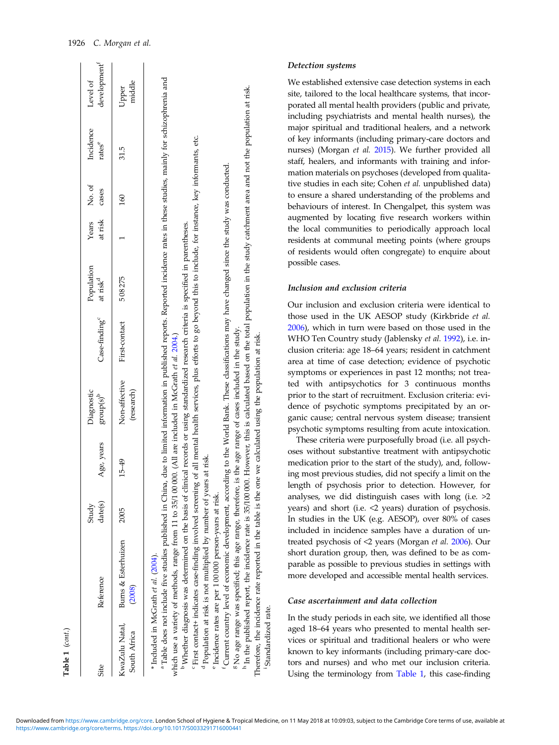**Table 1** (*cont.*)

| Site | Reference | Study date(s) | Age, years | Diagnostic group(s)[b] | Case-finding[c] | Population at risk[d] | Years at risk | No. of cases | Incidence rates[e] | Level of development[f] |
|---|---|---|---|---|---|---|---|---|---|---|
| KwaZulu Natal, South Africa | Burns & Esterhuizen (2008) | 2005 | 15–49 | Non-affective (research) | First-contact | 508 275 | 1 | 160 | 31.5 | Upper middle |

\* Included in McGrath *et al.* (2004).

[a] Table does not include five studies published in China, due to limited information in published reports. Reported incidence rates in these studies, mainly for schizophrenia and which use a variety of methods, range from 11 to 35/1 00 000. (All are included in McGrath *et al.* 2004.)

[b] Whether diagnosis was determined on the basis of clinical records or using standardized research criteria is specified in parentheses.

[c] First contact+ indicates case-finding involved screening of all mental health services, plus efforts to go beyond this to include, for instance, key informants, etc.

[d] Population at risk is not multiplied by number of years at risk.

[e] Incidence rates are per 100 000 person-years at risk.

[f] Current country level of economic development, according to the World Bank. These classifications may have changed since the study was conducted.

[g] No age range was specified; this age range, therefore, is the age range of cases included in the study.

[h] In the published report, the incidence rate is 35/100 000. However, this is calculated based on the total population in the study catchment area and not the population at risk. Therefore, the incidence rate reported in the table is the one we calculated using the population at risk.

[i] Standardized rate.

### *Detection systems*

We established extensive case detection systems in each site, tailored to the local healthcare systems, that incorporated all mental health providers (public and private, including psychiatrists and mental health nurses), the major spiritual and traditional healers, and a network of key informants (including primary-care doctors and nurses) (Morgan *et al.* 2015). We further provided all staff, healers, and informants with training and information materials on psychoses (developed from qualitative studies in each site; Cohen *et al.* unpublished data) to ensure a shared understanding of the problems and behaviours of interest. In Chengalpet, this system was augmented by locating five research workers within the local communities to periodically approach local residents at communal meeting points (where groups of residents would often congregate) to enquire about possible cases.

### *Inclusion and exclusion criteria*

Our inclusion and exclusion criteria were identical to those used in the UK AESOP study (Kirkbride *et al.* 2006), which in turn were based on those used in the WHO Ten Country study (Jablensky *et al.* 1992), i.e. inclusion criteria: age 18–64 years; resident in catchment area at time of case detection; evidence of psychotic symptoms or experiences in past 12 months; not treated with antipsychotics for 3 continuous months prior to the start of recruitment. Exclusion criteria: evidence of psychotic symptoms precipitated by an organic cause; central nervous system disease; transient psychotic symptoms resulting from acute intoxication.

These criteria were purposefully broad (i.e. all psychoses without substantive treatment with antipsychotic medication prior to the start of the study), and, following most previous studies, did not specify a limit on the length of psychosis prior to detection. However, for analyses, we did distinguish cases with long (i.e. >2 years) and short (i.e. <2 years) duration of psychosis. In studies in the UK (e.g. AESOP), over 80% of cases included in incidence samples have a duration of untreated psychosis of <2 years (Morgan *et al.* 2006). Our short duration group, then, was defined to be as comparable as possible to previous studies in settings with more developed and accessible mental health services.

### *Case ascertainment and data collection*

In the study periods in each site, we identified all those aged 18–64 years who presented to mental health services or spiritual and traditional healers or who were known to key informants (including primary-care doctors and nurses) and who met our inclusion criteria. Using the terminology from Table 1, this case-finding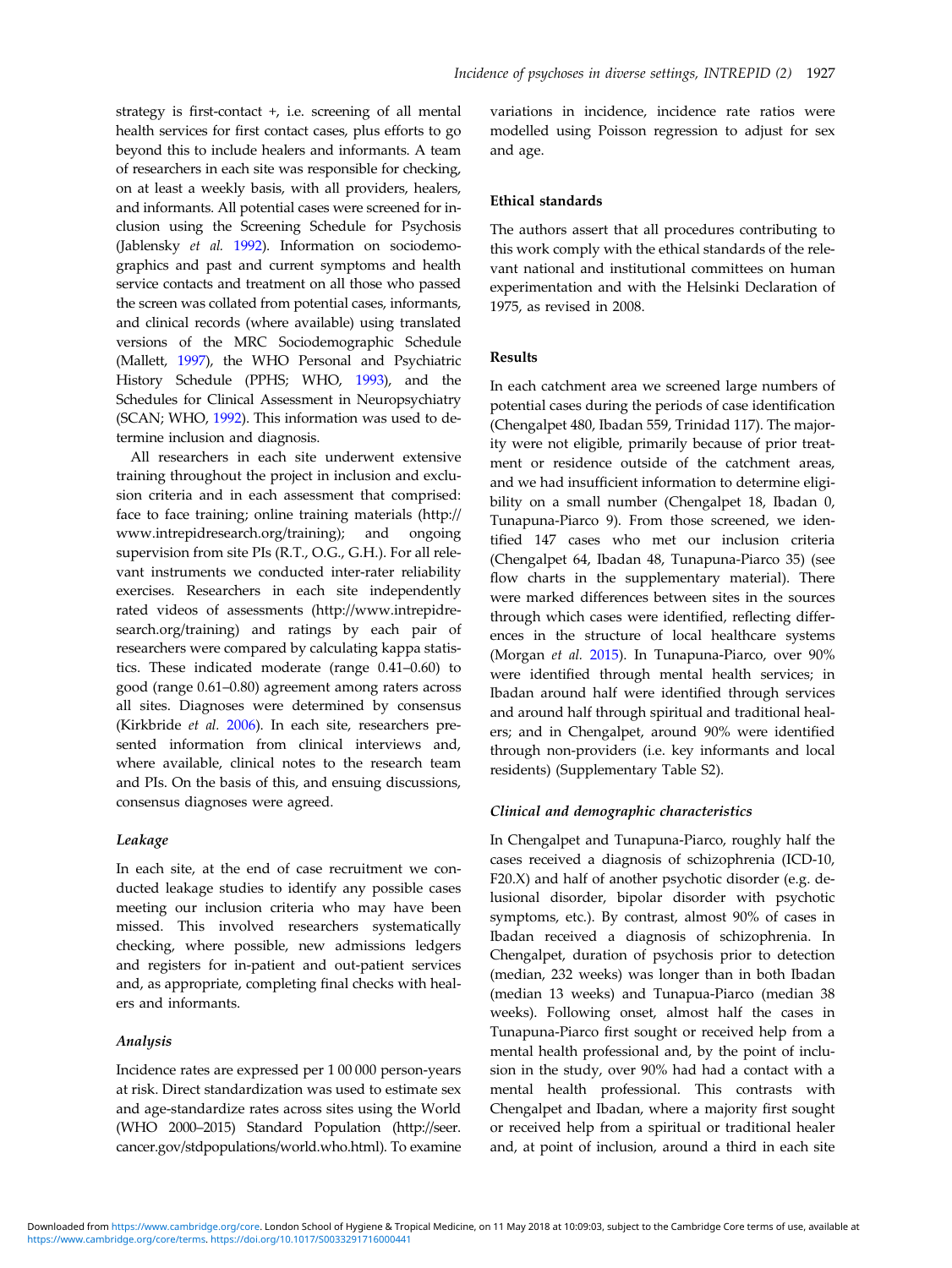strategy is first-contact +, i.e. screening of all mental health services for first contact cases, plus efforts to go beyond this to include healers and informants. A team of researchers in each site was responsible for checking, on at least a weekly basis, with all providers, healers, and informants. All potential cases were screened for inclusion using the Screening Schedule for Psychosis (Jablensky *et al.* 1992). Information on sociodemographics and past and current symptoms and health service contacts and treatment on all those who passed the screen was collated from potential cases, informants, and clinical records (where available) using translated versions of the MRC Sociodemographic Schedule (Mallett, 1997), the WHO Personal and Psychiatric History Schedule (PPHS; WHO, 1993), and the Schedules for Clinical Assessment in Neuropsychiatry (SCAN; WHO, 1992). This information was used to determine inclusion and diagnosis.

All researchers in each site underwent extensive training throughout the project in inclusion and exclusion criteria and in each assessment that comprised: face to face training; online training materials (http://www.intrepidresearch.org/training); and ongoing supervision from site PIs (R.T., O.G., G.H.). For all relevant instruments we conducted inter-rater reliability exercises. Researchers in each site independently rated videos of assessments (http://www.intrepidresearch.org/training) and ratings by each pair of researchers were compared by calculating kappa statistics. These indicated moderate (range 0.41–0.60) to good (range 0.61–0.80) agreement among raters across all sites. Diagnoses were determined by consensus (Kirkbride *et al.* 2006). In each site, researchers presented information from clinical interviews and, where available, clinical notes to the research team and PIs. On the basis of this, and ensuing discussions, consensus diagnoses were agreed.

### *Leakage*

In each site, at the end of case recruitment we conducted leakage studies to identify any possible cases meeting our inclusion criteria who may have been missed. This involved researchers systematically checking, where possible, new admissions ledgers and registers for in-patient and out-patient services and, as appropriate, completing final checks with healers and informants.

### *Analysis*

Incidence rates are expressed per 1 00 000 person-years at risk. Direct standardization was used to estimate sex and age-standardize rates across sites using the World (WHO 2000–2015) Standard Population (http://seer.cancer.gov/stdpopulations/world.who.html). To examine variations in incidence, incidence rate ratios were modelled using Poisson regression to adjust for sex and age.

## Ethical standards

The authors assert that all procedures contributing to this work comply with the ethical standards of the relevant national and institutional committees on human experimentation and with the Helsinki Declaration of 1975, as revised in 2008.

## Results

In each catchment area we screened large numbers of potential cases during the periods of case identification (Chengalpet 480, Ibadan 559, Trinidad 117). The majority were not eligible, primarily because of prior treatment or residence outside of the catchment areas, and we had insufficient information to determine eligibility on a small number (Chengalpet 18, Ibadan 0, Tunapuna-Piarco 9). From those screened, we identified 147 cases who met our inclusion criteria (Chengalpet 64, Ibadan 48, Tunapuna-Piarco 35) (see flow charts in the supplementary material). There were marked differences between sites in the sources through which cases were identified, reflecting differences in the structure of local healthcare systems (Morgan *et al.* 2015). In Tunapuna-Piarco, over 90% were identified through mental health services; in Ibadan around half were identified through services and around half through spiritual and traditional healers; and in Chengalpet, around 90% were identified through non-providers (i.e. key informants and local residents) (Supplementary Table S2).

### *Clinical and demographic characteristics*

In Chengalpet and Tunapuna-Piarco, roughly half the cases received a diagnosis of schizophrenia (ICD-10, F20.X) and half of another psychotic disorder (e.g. delusional disorder, bipolar disorder with psychotic symptoms, etc.). By contrast, almost 90% of cases in Ibadan received a diagnosis of schizophrenia. In Chengalpet, duration of psychosis prior to detection (median, 232 weeks) was longer than in both Ibadan (median 13 weeks) and Tunapua-Piarco (median 38 weeks). Following onset, almost half the cases in Tunapuna-Piarco first sought or received help from a mental health professional and, by the point of inclusion in the study, over 90% had had a contact with a mental health professional. This contrasts with Chengalpet and Ibadan, where a majority first sought or received help from a spiritual or traditional healer and, at point of inclusion, around a third in each site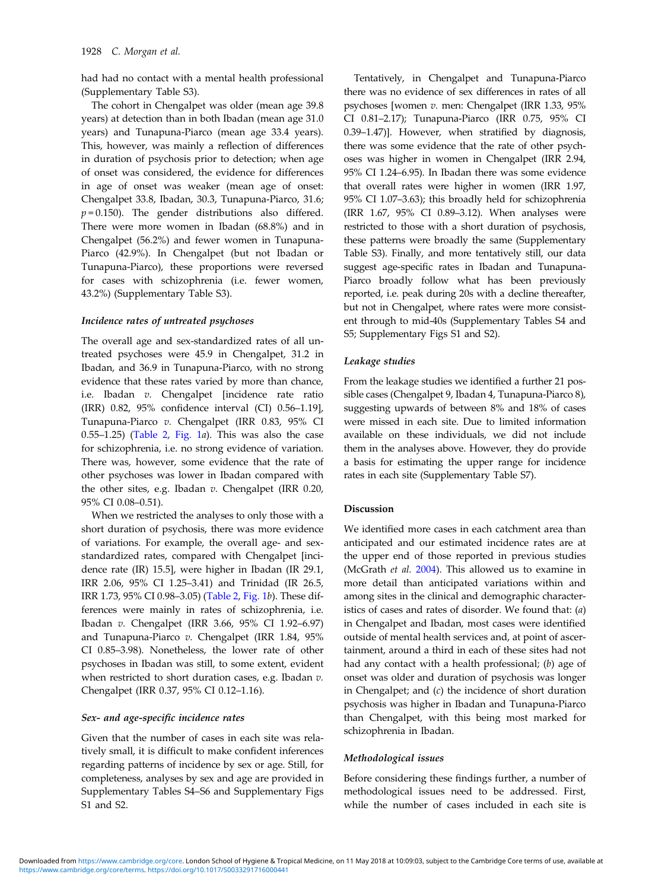had had no contact with a mental health professional (Supplementary Table S3).

The cohort in Chengalpet was older (mean age 39.8 years) at detection than in both Ibadan (mean age 31.0 years) and Tunapuna-Piarco (mean age 33.4 years). This, however, was mainly a reflection of differences in duration of psychosis prior to detection; when age of onset was considered, the evidence for differences in age of onset was weaker (mean age of onset: Chengalpet 33.8, Ibadan, 30.3, Tunapuna-Piarco, 31.6; $p = 0.150$). The gender distributions also differed. There were more women in Ibadan (68.8%) and in Chengalpet (56.2%) and fewer women in Tunapuna-Piarco (42.9%). In Chengalpet (but not Ibadan or Tunapuna-Piarco), these proportions were reversed for cases with schizophrenia (i.e. fewer women, 43.2%) (Supplementary Table S3).

### *Incidence rates of untreated psychoses*

The overall age and sex-standardized rates of all untreated psychoses were 45.9 in Chengalpet, 31.2 in Ibadan, and 36.9 in Tunapuna-Piarco, with no strong evidence that these rates varied by more than chance, i.e. Ibadan *v.* Chengalpet [incidence rate ratio (IRR) 0.82, 95% confidence interval (CI) 0.56–1.19], Tunapuna-Piarco *v.* Chengalpet (IRR 0.83, 95% CI 0.55–1.25) (Table 2, Fig. 1*a*). This was also the case for schizophrenia, i.e. no strong evidence of variation. There was, however, some evidence that the rate of other psychoses was lower in Ibadan compared with the other sites, e.g. Ibadan *v.* Chengalpet (IRR 0.20, 95% CI 0.08–0.51).

When we restricted the analyses to only those with a short duration of psychosis, there was more evidence of variations. For example, the overall age- and sex-standardized rates, compared with Chengalpet [incidence rate (IR) 15.5], were higher in Ibadan (IR 29.1, IRR 2.06, 95% CI 1.25–3.41) and Trinidad (IR 26.5, IRR 1.73, 95% CI 0.98–3.05) (Table 2, Fig. 1*b*). These differences were mainly in rates of schizophrenia, i.e. Ibadan *v.* Chengalpet (IRR 3.66, 95% CI 1.92–6.97) and Tunapuna-Piarco *v.* Chengalpet (IRR 1.84, 95% CI 0.85–3.98). Nonetheless, the lower rate of other psychoses in Ibadan was still, to some extent, evident when restricted to short duration cases, e.g. Ibadan *v.* Chengalpet (IRR 0.37, 95% CI 0.12–1.16).

### *Sex- and age-specific incidence rates*

Given that the number of cases in each site was relatively small, it is difficult to make confident inferences regarding patterns of incidence by sex or age. Still, for completeness, analyses by sex and age are provided in Supplementary Tables S4–S6 and Supplementary Figs S1 and S2.

Tentatively, in Chengalpet and Tunapuna-Piarco there was no evidence of sex differences in rates of all psychoses [women *v.* men: Chengalpet (IRR 1.33, 95% CI 0.81–2.17); Tunapuna-Piarco (IRR 0.75, 95% CI 0.39–1.47)]. However, when stratified by diagnosis, there was some evidence that the rate of other psychoses was higher in women in Chengalpet (IRR 2.94, 95% CI 1.24–6.95). In Ibadan there was some evidence that overall rates were higher in women (IRR 1.97, 95% CI 1.07–3.63); this broadly held for schizophrenia (IRR 1.67, 95% CI 0.89–3.12). When analyses were restricted to those with a short duration of psychosis, these patterns were broadly the same (Supplementary Table S3). Finally, and more tentatively still, our data suggest age-specific rates in Ibadan and Tunapuna-Piarco broadly follow what has been previously reported, i.e. peak during 20s with a decline thereafter, but not in Chengalpet, where rates were more consistent through to mid-40s (Supplementary Tables S4 and S5; Supplementary Figs S1 and S2).

### *Leakage studies*

From the leakage studies we identified a further 21 possible cases (Chengalpet 9, Ibadan 4, Tunapuna-Piarco 8), suggesting upwards of between 8% and 18% of cases were missed in each site. Due to limited information available on these individuals, we did not include them in the analyses above. However, they do provide a basis for estimating the upper range for incidence rates in each site (Supplementary Table S7).

## Discussion

We identified more cases in each catchment area than anticipated and our estimated incidence rates are at the upper end of those reported in previous studies (McGrath *et al.* 2004). This allowed us to examine in more detail than anticipated variations within and among sites in the clinical and demographic characteristics of cases and rates of disorder. We found that: (*a*) in Chengalpet and Ibadan, most cases were identified outside of mental health services and, at point of ascertainment, around a third in each of these sites had not had any contact with a health professional; (*b*) age of onset was older and duration of psychosis was longer in Chengalpet; and (*c*) the incidence of short duration psychosis was higher in Ibadan and Tunapuna-Piarco than Chengalpet, with this being most marked for schizophrenia in Ibadan.

### *Methodological issues*

Before considering these findings further, a number of methodological issues need to be addressed. First, while the number of cases included in each site is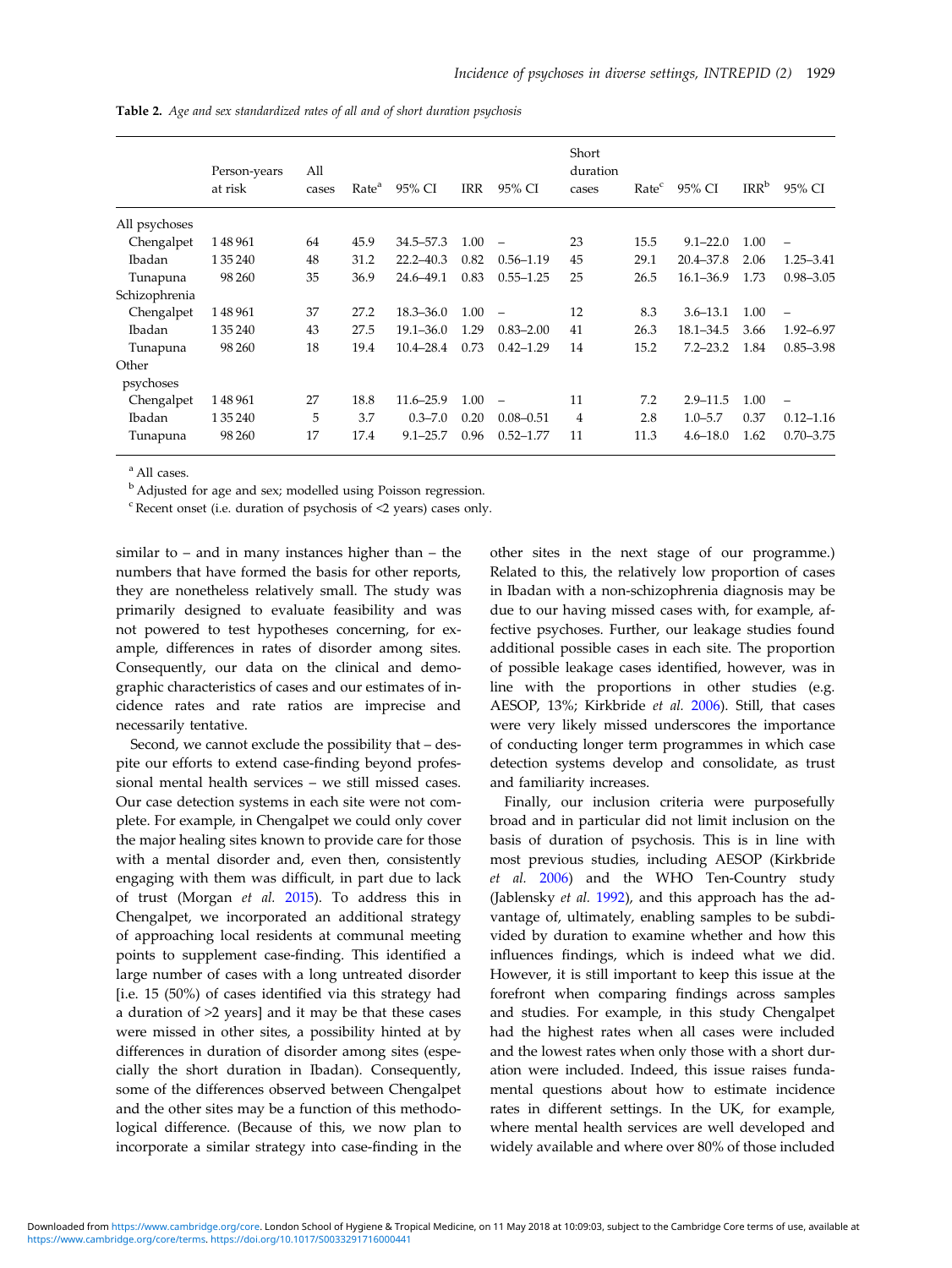**Table 2.** *Age and sex standardized rates of all and of short duration psychosis*

| | Person-years at risk | All cases | Rate[a] | 95% CI | IRR | 95% CI | Short duration cases | Rate[c] | 95% CI | IRR[b] | 95% CI |
|---|---|---|---|---|---|---|---|---|---|---|---|
| All psychoses | | | | | | | | | | | |
| Chengalpet | 148 961 | 64 | 45.9 | 34.5–57.3 | 1.00 | – | 23 | 15.5 | 9.1–22.0 | 1.00 | – |
| Ibadan | 135 240 | 48 | 31.2 | 22.2–40.3 | 0.82 | 0.56–1.19 | 45 | 29.1 | 20.4–37.8 | 2.06 | 1.25–3.41 |
| Tunapuna | 98 260 | 35 | 36.9 | 24.6–49.1 | 0.83 | 0.55–1.25 | 25 | 26.5 | 16.1–36.9 | 1.73 | 0.98–3.05 |
| Schizophrenia | | | | | | | | | | | |
| Chengalpet | 148 961 | 37 | 27.2 | 18.3–36.0 | 1.00 | – | 12 | 8.3 | 3.6–13.1 | 1.00 | – |
| Ibadan | 135 240 | 43 | 27.5 | 19.1–36.0 | 1.29 | 0.83–2.00 | 41 | 26.3 | 18.1–34.5 | 3.66 | 1.92–6.97 |
| Tunapuna | 98 260 | 18 | 19.4 | 10.4–28.4 | 0.73 | 0.42–1.29 | 14 | 15.2 | 7.2–23.2 | 1.84 | 0.85–3.98 |
| Other psychoses | | | | | | | | | | | |
| Chengalpet | 148 961 | 27 | 18.8 | 11.6–25.9 | 1.00 | – | 11 | 7.2 | 2.9–11.5 | 1.00 | – |
| Ibadan | 135 240 | 5 | 3.7 | 0.3–7.0 | 0.20 | 0.08–0.51 | 4 | 2.8 | 1.0–5.7 | 0.37 | 0.12–1.16 |
| Tunapuna | 98 260 | 17 | 17.4 | 9.1–25.7 | 0.96 | 0.52–1.77 | 11 | 11.3 | 4.6–18.0 | 1.62 | 0.70–3.75 |

[a] All cases.
[b] Adjusted for age and sex; modelled using Poisson regression.
[c] Recent onset (i.e. duration of psychosis of <2 years) cases only.

similar to – and in many instances higher than – the numbers that have formed the basis for other reports, they are nonetheless relatively small. The study was primarily designed to evaluate feasibility and was not powered to test hypotheses concerning, for example, differences in rates of disorder among sites. Consequently, our data on the clinical and demographic characteristics of cases and our estimates of incidence rates and rate ratios are imprecise and necessarily tentative.

Second, we cannot exclude the possibility that – despite our efforts to extend case-finding beyond professional mental health services – we still missed cases. Our case detection systems in each site were not complete. For example, in Chengalpet we could only cover the major healing sites known to provide care for those with a mental disorder and, even then, consistently engaging with them was difficult, in part due to lack of trust (Morgan *et al.* 2015). To address this in Chengalpet, we incorporated an additional strategy of approaching local residents at communal meeting points to supplement case-finding. This identified a large number of cases with a long untreated disorder [i.e. 15 (50%) of cases identified via this strategy had a duration of >2 years] and it may be that these cases were missed in other sites, a possibility hinted at by differences in duration of disorder among sites (especially the short duration in Ibadan). Consequently, some of the differences observed between Chengalpet and the other sites may be a function of this methodological difference. (Because of this, we now plan to incorporate a similar strategy into case-finding in the other sites in the next stage of our programme.) Related to this, the relatively low proportion of cases in Ibadan with a non-schizophrenia diagnosis may be due to our having missed cases with, for example, affective psychoses. Further, our leakage studies found additional possible cases in each site. The proportion of possible leakage cases identified, however, was in line with the proportions in other studies (e.g. AESOP, 13%; Kirkbride *et al.* 2006). Still, that cases were very likely missed underscores the importance of conducting longer term programmes in which case detection systems develop and consolidate, as trust and familiarity increases.

Finally, our inclusion criteria were purposefully broad and in particular did not limit inclusion on the basis of duration of psychosis. This is in line with most previous studies, including AESOP (Kirkbride *et al.* 2006) and the WHO Ten-Country study (Jablensky *et al.* 1992), and this approach has the advantage of, ultimately, enabling samples to be subdivided by duration to examine whether and how this influences findings, which is indeed what we did. However, it is still important to keep this issue at the forefront when comparing findings across samples and studies. For example, in this study Chengalpet had the highest rates when all cases were included and the lowest rates when only those with a short duration were included. Indeed, this issue raises fundamental questions about how to estimate incidence rates in different settings. In the UK, for example, where mental health services are well developed and widely available and where over 80% of those included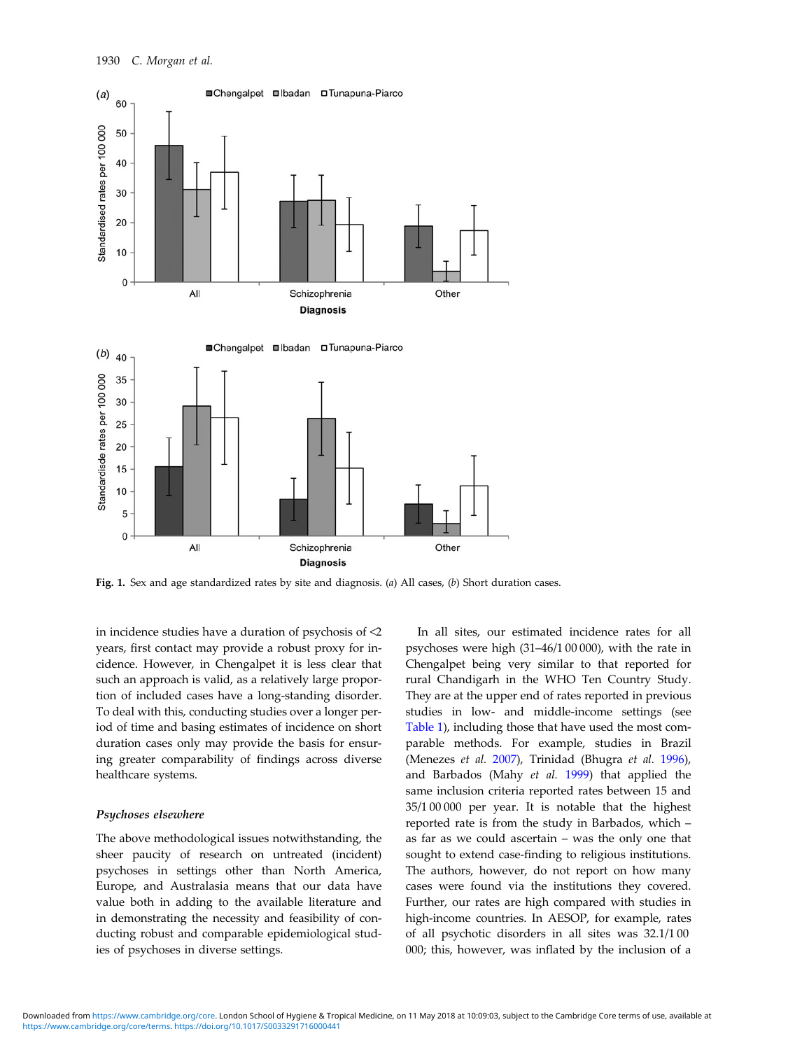**Fig. 1.** Sex and age standardized rates by site and diagnosis. (*a*) All cases, (*b*) Short duration cases.

in incidence studies have a duration of psychosis of <2 years, first contact may provide a robust proxy for incidence. However, in Chengalpet it is less clear that such an approach is valid, as a relatively large proportion of included cases have a long-standing disorder. To deal with this, conducting studies over a longer period of time and basing estimates of incidence on short duration cases only may provide the basis for ensuring greater comparability of findings across diverse healthcare systems.

### *Psychoses elsewhere*

The above methodological issues notwithstanding, the sheer paucity of research on untreated (incident) psychoses in settings other than North America, Europe, and Australasia means that our data have value both in adding to the available literature and in demonstrating the necessity and feasibility of conducting robust and comparable epidemiological studies of psychoses in diverse settings.

In all sites, our estimated incidence rates for all psychoses were high (31–46/1 00 000), with the rate in Chengalpet being very similar to that reported for rural Chandigarh in the WHO Ten Country Study. They are at the upper end of rates reported in previous studies in low- and middle-income settings (see Table 1), including those that have used the most comparable methods. For example, studies in Brazil (Menezes *et al.* 2007), Trinidad (Bhugra *et al.* 1996), and Barbados (Mahy *et al.* 1999) that applied the same inclusion criteria reported rates between 15 and 35/1 00 000 per year. It is notable that the highest reported rate is from the study in Barbados, which – as far as we could ascertain – was the only one that sought to extend case-finding to religious institutions. The authors, however, do not report on how many cases were found via the institutions they covered. Further, our rates are high compared with studies in high-income countries. In AESOP, for example, rates of all psychotic disorders in all sites was 32.1/1 00 000; this, however, was inflated by the inclusion of a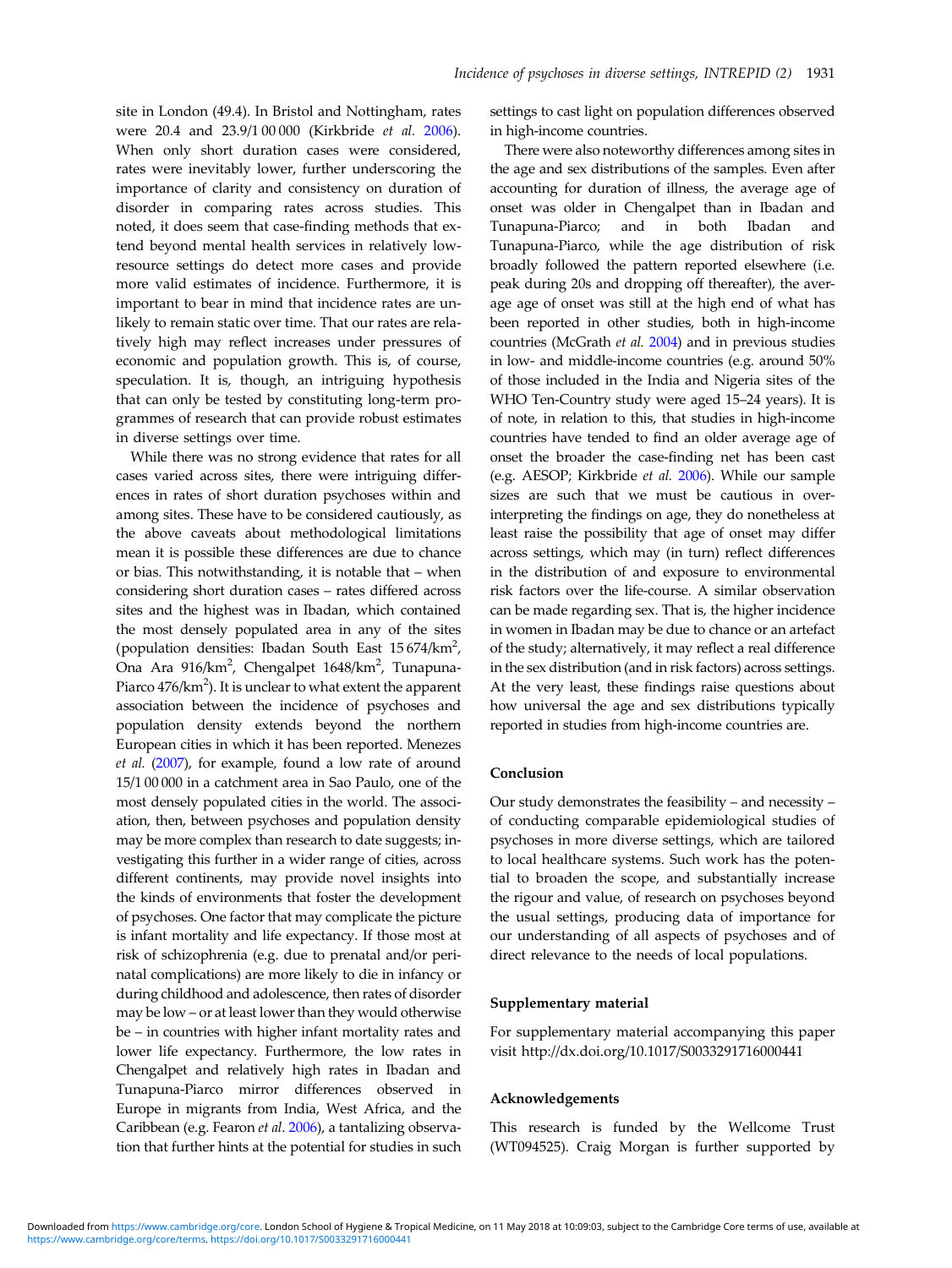site in London (49.4). In Bristol and Nottingham, rates were 20.4 and 23.9/1 00 000 (Kirkbride *et al.* 2006). When only short duration cases were considered, rates were inevitably lower, further underscoring the importance of clarity and consistency on duration of disorder in comparing rates across studies. This noted, it does seem that case-finding methods that extend beyond mental health services in relatively low-resource settings do detect more cases and provide more valid estimates of incidence. Furthermore, it is important to bear in mind that incidence rates are unlikely to remain static over time. That our rates are relatively high may reflect increases under pressures of economic and population growth. This is, of course, speculation. It is, though, an intriguing hypothesis that can only be tested by constituting long-term programmes of research that can provide robust estimates in diverse settings over time.

While there was no strong evidence that rates for all cases varied across sites, there were intriguing differences in rates of short duration psychoses within and among sites. These have to be considered cautiously, as the above caveats about methodological limitations mean it is possible these differences are due to chance or bias. This notwithstanding, it is notable that – when considering short duration cases – rates differed across sites and the highest was in Ibadan, which contained the most densely populated area in any of the sites (population densities: Ibadan South East 15 674/km$^2$, Ona Ara 916/km$^2$, Chengalpet 1648/km$^2$, Tunapuna-Piarco 476/km$^2$). It is unclear to what extent the apparent association between the incidence of psychoses and population density extends beyond the northern European cities in which it has been reported. Menezes *et al.* (2007), for example, found a low rate of around 15/1 00 000 in a catchment area in Sao Paulo, one of the most densely populated cities in the world. The association, then, between psychoses and population density may be more complex than research to date suggests; investigating this further in a wider range of cities, across different continents, may provide novel insights into the kinds of environments that foster the development of psychoses. One factor that may complicate the picture is infant mortality and life expectancy. If those most at risk of schizophrenia (e.g. due to prenatal and/or perinatal complications) are more likely to die in infancy or during childhood and adolescence, then rates of disorder may be low – or at least lower than they would otherwise be – in countries with higher infant mortality rates and lower life expectancy. Furthermore, the low rates in Chengalpet and relatively high rates in Ibadan and Tunapuna-Piarco mirror differences observed in Europe in migrants from India, West Africa, and the Caribbean (e.g. Fearon *et al.* 2006), a tantalizing observation that further hints at the potential for studies in such settings to cast light on population differences observed in high-income countries.

There were also noteworthy differences among sites in the age and sex distributions of the samples. Even after accounting for duration of illness, the average age of onset was older in Chengalpet than in Ibadan and Tunapuna-Piarco; and in both Ibadan and Tunapuna-Piarco, while the age distribution of risk broadly followed the pattern reported elsewhere (i.e. peak during 20s and dropping off thereafter), the average age of onset was still at the high end of what has been reported in other studies, both in high-income countries (McGrath *et al.* 2004) and in previous studies in low- and middle-income countries (e.g. around 50% of those included in the India and Nigeria sites of the WHO Ten-Country study were aged 15–24 years). It is of note, in relation to this, that studies in high-income countries have tended to find an older average age of onset the broader the case-finding net has been cast (e.g. AESOP; Kirkbride *et al.* 2006). While our sample sizes are such that we must be cautious in over-interpreting the findings on age, they do nonetheless at least raise the possibility that age of onset may differ across settings, which may (in turn) reflect differences in the distribution of and exposure to environmental risk factors over the life-course. A similar observation can be made regarding sex. That is, the higher incidence in women in Ibadan may be due to chance or an artefact of the study; alternatively, it may reflect a real difference in the sex distribution (and in risk factors) across settings. At the very least, these findings raise questions about how universal the age and sex distributions typically reported in studies from high-income countries are.

## Conclusion

Our study demonstrates the feasibility – and necessity – of conducting comparable epidemiological studies of psychoses in more diverse settings, which are tailored to local healthcare systems. Such work has the potential to broaden the scope, and substantially increase the rigour and value, of research on psychoses beyond the usual settings, producing data of importance for our understanding of all aspects of psychoses and of direct relevance to the needs of local populations.

## Supplementary material

For supplementary material accompanying this paper visit http://dx.doi.org/10.1017/S0033291716000441

## Acknowledgements

This research is funded by the Wellcome Trust (WT094525). Craig Morgan is further supported by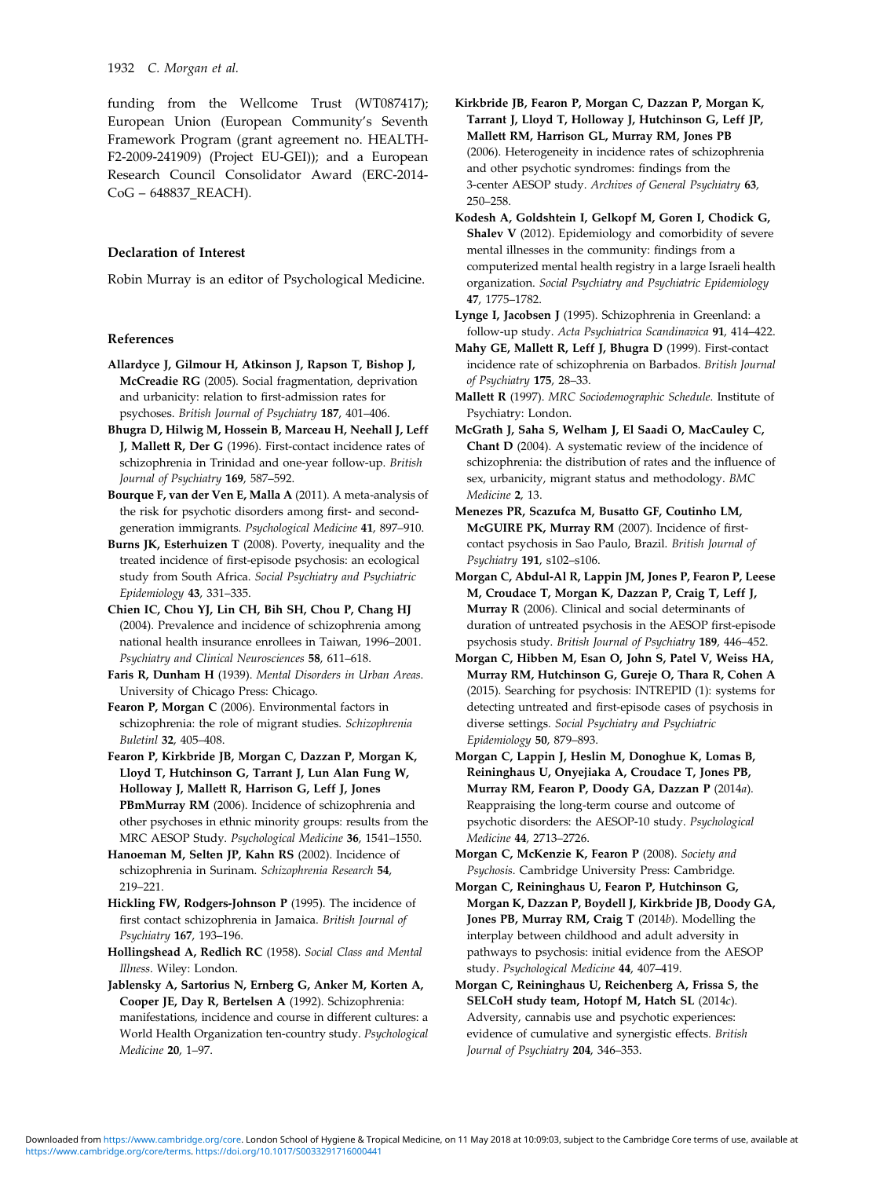funding from the Wellcome Trust (WT087417); European Union (European Community's Seventh Framework Program (grant agreement no. HEALTH-F2-2009-241909) (Project EU-GEI)); and a European Research Council Consolidator Award (ERC-2014-CoG – 648837_REACH).

## Declaration of Interest

Robin Murray is an editor of Psychological Medicine.

## References

**Allardyce J, Gilmour H, Atkinson J, Rapson T, Bishop J, McCreadie RG** (2005). Social fragmentation, deprivation and urbanicity: relation to first-admission rates for psychoses. *British Journal of Psychiatry* **187**, 401–406.

**Bhugra D, Hilwig M, Hossein B, Marceau H, Neehall J, Leff J, Mallett R, Der G** (1996). First-contact incidence rates of schizophrenia in Trinidad and one-year follow-up. *British Journal of Psychiatry* **169**, 587–592.

**Bourque F, van der Ven E, Malla A** (2011). A meta-analysis of the risk for psychotic disorders among first- and second-generation immigrants. *Psychological Medicine* **41**, 897–910.

**Burns JK, Esterhuizen T** (2008). Poverty, inequality and the treated incidence of first-episode psychosis: an ecological study from South Africa. *Social Psychiatry and Psychiatric Epidemiology* **43**, 331–335.

**Chien IC, Chou YJ, Lin CH, Bih SH, Chou P, Chang HJ** (2004). Prevalence and incidence of schizophrenia among national health insurance enrollees in Taiwan, 1996–2001. *Psychiatry and Clinical Neurosciences* **58**, 611–618.

**Faris R, Dunham H** (1939). *Mental Disorders in Urban Areas*. University of Chicago Press: Chicago.

**Fearon P, Morgan C** (2006). Environmental factors in schizophrenia: the role of migrant studies. *Schizophrenia Buletinl* **32**, 405–408.

**Fearon P, Kirkbride JB, Morgan C, Dazzan P, Morgan K, Lloyd T, Hutchinson G, Tarrant J, Lun Alan Fung W, Holloway J, Mallett R, Harrison G, Leff J, Jones PBmMurray RM** (2006). Incidence of schizophrenia and other psychoses in ethnic minority groups: results from the MRC AESOP Study. *Psychological Medicine* **36**, 1541–1550.

**Hanoeman M, Selten JP, Kahn RS** (2002). Incidence of schizophrenia in Surinam. *Schizophrenia Research* **54**, 219–221.

**Hickling FW, Rodgers-Johnson P** (1995). The incidence of first contact schizophrenia in Jamaica. *British Journal of Psychiatry* **167**, 193–196.

**Hollingshead A, Redlich RC** (1958). *Social Class and Mental Illness*. Wiley: London.

**Jablensky A, Sartorius N, Ernberg G, Anker M, Korten A, Cooper JE, Day R, Bertelsen A** (1992). Schizophrenia: manifestations, incidence and course in different cultures: a World Health Organization ten-country study. *Psychological Medicine* **20**, 1–97.

**Kirkbride JB, Fearon P, Morgan C, Dazzan P, Morgan K, Tarrant J, Lloyd T, Holloway J, Hutchinson G, Leff JP, Mallett RM, Harrison GL, Murray RM, Jones PB** (2006). Heterogeneity in incidence rates of schizophrenia and other psychotic syndromes: findings from the 3-center AESOP study. *Archives of General Psychiatry* **63**, 250–258.

**Kodesh A, Goldshtein I, Gelkopf M, Goren I, Chodick G, Shalev V** (2012). Epidemiology and comorbidity of severe mental illnesses in the community: findings from a computerized mental health registry in a large Israeli health organization. *Social Psychiatry and Psychiatric Epidemiology* **47**, 1775–1782.

**Lynge I, Jacobsen J** (1995). Schizophrenia in Greenland: a follow-up study. *Acta Psychiatrica Scandinavica* **91**, 414–422.

**Mahy GE, Mallett R, Leff J, Bhugra D** (1999). First-contact incidence rate of schizophrenia on Barbados. *British Journal of Psychiatry* **175**, 28–33.

**Mallett R** (1997). *MRC Sociodemographic Schedule*. Institute of Psychiatry: London.

**McGrath J, Saha S, Welham J, El Saadi O, MacCauley C, Chant D** (2004). A systematic review of the incidence of schizophrenia: the distribution of rates and the influence of sex, urbanicity, migrant status and methodology. *BMC Medicine* **2**, 13.

**Menezes PR, Scazufca M, Busatto GF, Coutinho LM, McGUIRE PK, Murray RM** (2007). Incidence of first-contact psychosis in Sao Paulo, Brazil. *British Journal of Psychiatry* **191**, s102–s106.

**Morgan C, Abdul-Al R, Lappin JM, Jones P, Fearon P, Leese M, Croudace T, Morgan K, Dazzan P, Craig T, Leff J, Murray R** (2006). Clinical and social determinants of duration of untreated psychosis in the AESOP first-episode psychosis study. *British Journal of Psychiatry* **189**, 446–452.

**Morgan C, Hibben M, Esan O, John S, Patel V, Weiss HA, Murray RM, Hutchinson G, Gureje O, Thara R, Cohen A** (2015). Searching for psychosis: INTREPID (1): systems for detecting untreated and first-episode cases of psychosis in diverse settings. *Social Psychiatry and Psychiatric Epidemiology* **50**, 879–893.

**Morgan C, Lappin J, Heslin M, Donoghue K, Lomas B, Reininghaus U, Onyejiaka A, Croudace T, Jones PB, Murray RM, Fearon P, Doody GA, Dazzan P** (2014*a*). Reappraising the long-term course and outcome of psychotic disorders: the AESOP-10 study. *Psychological Medicine* **44**, 2713–2726.

**Morgan C, McKenzie K, Fearon P** (2008). *Society and Psychosis*. Cambridge University Press: Cambridge.

**Morgan C, Reininghaus U, Fearon P, Hutchinson G, Morgan K, Dazzan P, Boydell J, Kirkbride JB, Doody GA, Jones PB, Murray RM, Craig T** (2014*b*). Modelling the interplay between childhood and adult adversity in pathways to psychosis: initial evidence from the AESOP study. *Psychological Medicine* **44**, 407–419.

**Morgan C, Reininghaus U, Reichenberg A, Frissa S, the SELCoH study team, Hotopf M, Hatch SL** (2014*c*). Adversity, cannabis use and psychotic experiences: evidence of cumulative and synergistic effects. *British Journal of Psychiatry* **204**, 346–353.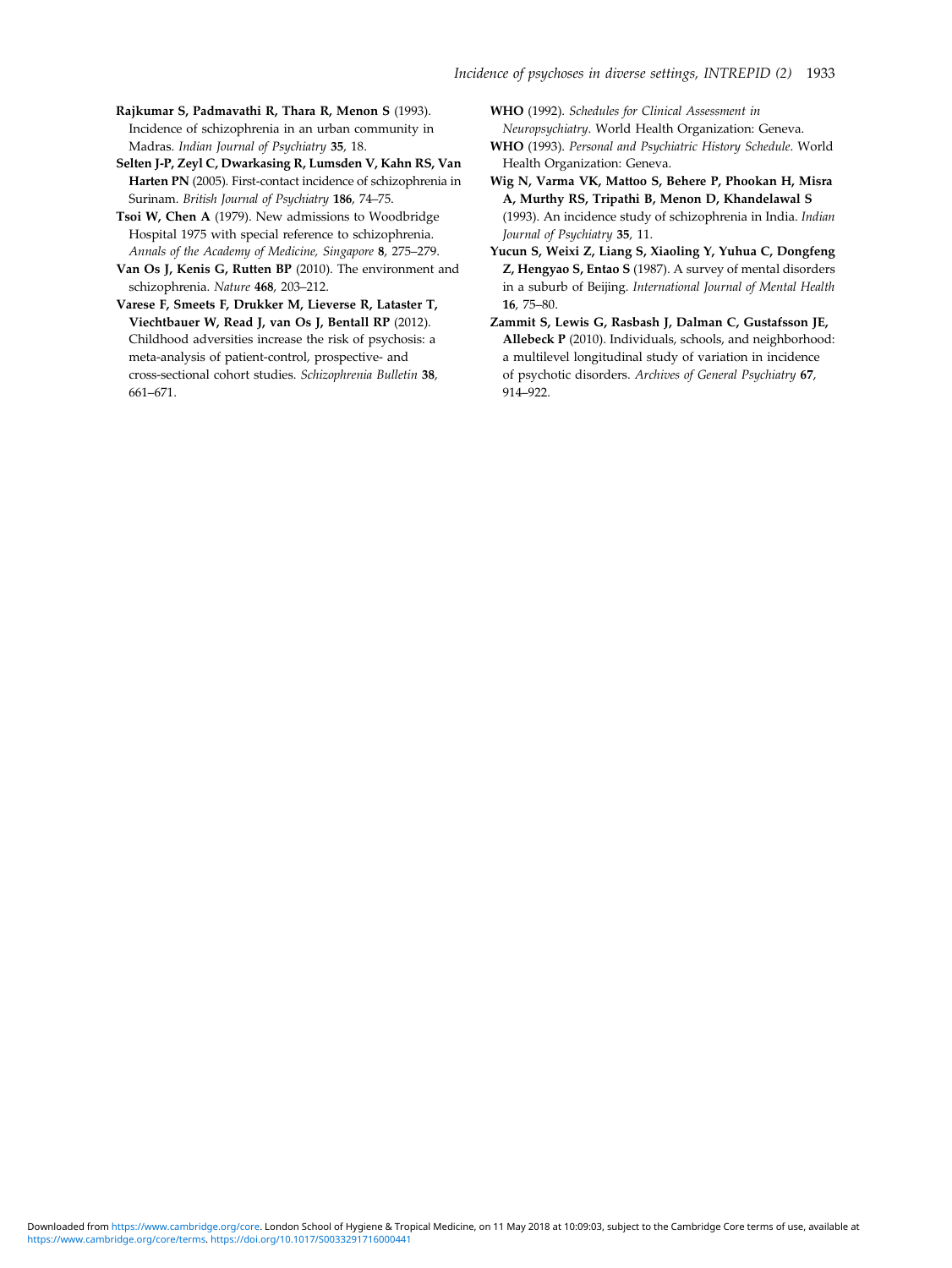**Rajkumar S, Padmavathi R, Thara R, Menon S** (1993). Incidence of schizophrenia in an urban community in Madras. *Indian Journal of Psychiatry* **35**, 18.

**Selten J-P, Zeyl C, Dwarkasing R, Lumsden V, Kahn RS, Van Harten PN** (2005). First-contact incidence of schizophrenia in Surinam. *British Journal of Psychiatry* **186**, 74–75.

**Tsoi W, Chen A** (1979). New admissions to Woodbridge Hospital 1975 with special reference to schizophrenia. *Annals of the Academy of Medicine, Singapore* **8**, 275–279.

**Van Os J, Kenis G, Rutten BP** (2010). The environment and schizophrenia. *Nature* **468**, 203–212.

**Varese F, Smeets F, Drukker M, Lieverse R, Lataster T, Viechtbauer W, Read J, van Os J, Bentall RP** (2012). Childhood adversities increase the risk of psychosis: a meta-analysis of patient-control, prospective- and cross-sectional cohort studies. *Schizophrenia Bulletin* **38**, 661–671.

**WHO** (1992). *Schedules for Clinical Assessment in Neuropsychiatry*. World Health Organization: Geneva.

**WHO** (1993). *Personal and Psychiatric History Schedule*. World Health Organization: Geneva.

**Wig N, Varma VK, Mattoo S, Behere P, Phookan H, Misra A, Murthy RS, Tripathi B, Menon D, Khandelawal S** (1993). An incidence study of schizophrenia in India. *Indian Journal of Psychiatry* **35**, 11.

**Yucun S, Weixi Z, Liang S, Xiaoling Y, Yuhua C, Dongfeng Z, Hengyao S, Entao S** (1987). A survey of mental disorders in a suburb of Beijing. *International Journal of Mental Health* **16**, 75–80.

**Zammit S, Lewis G, Rasbash J, Dalman C, Gustafsson JE, Allebeck P** (2010). Individuals, schools, and neighborhood: a multilevel longitudinal study of variation in incidence of psychotic disorders. *Archives of General Psychiatry* **67**, 914–922.